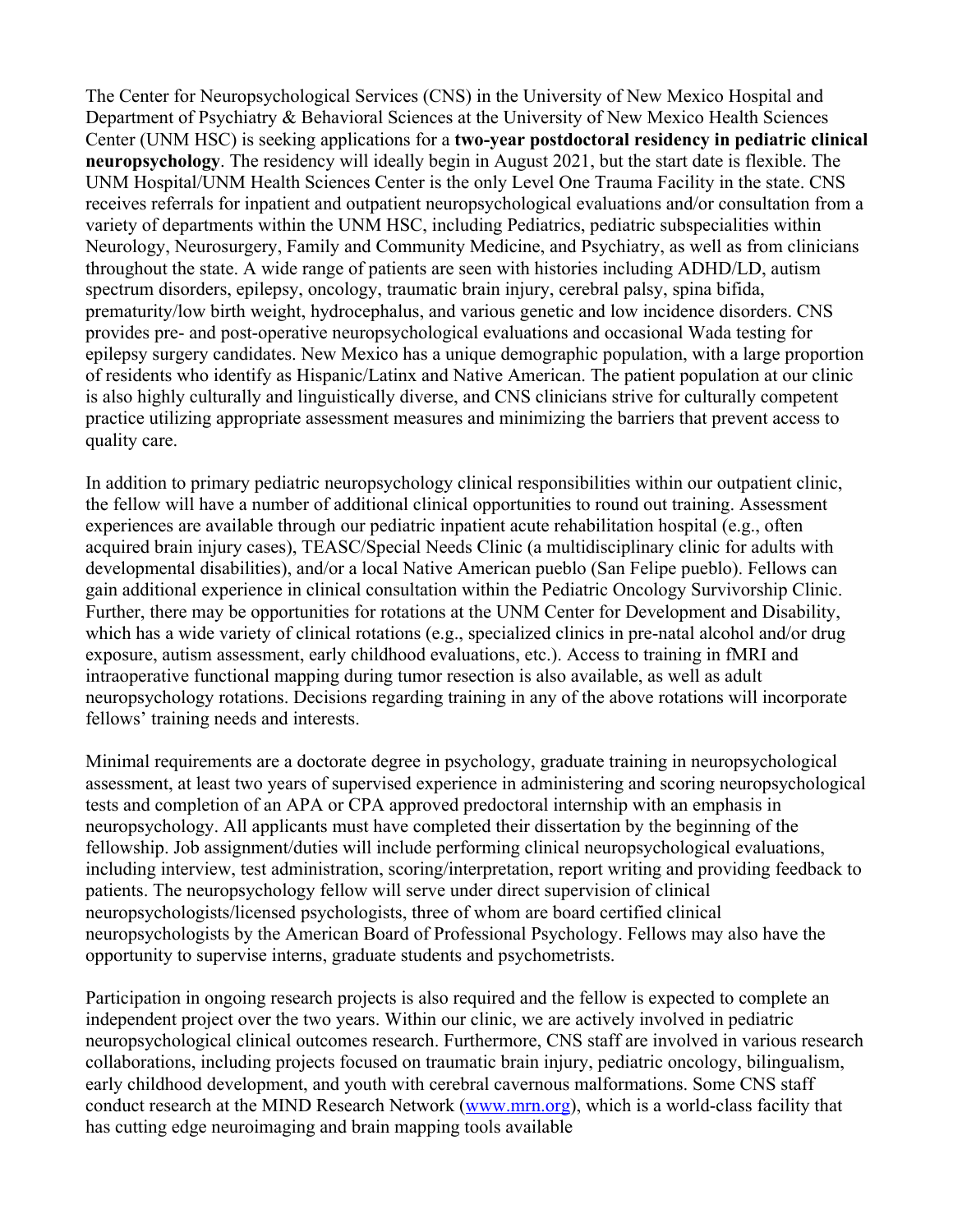The Center for Neuropsychological Services (CNS) in the University of New Mexico Hospital and Department of Psychiatry & Behavioral Sciences at the University of New Mexico Health Sciences Center (UNM HSC) is seeking applications for a **two-year postdoctoral residency in pediatric clinical neuropsychology**. The residency will ideally begin in August 2021, but the start date is flexible. The UNM Hospital/UNM Health Sciences Center is the only Level One Trauma Facility in the state. CNS receives referrals for inpatient and outpatient neuropsychological evaluations and/or consultation from a variety of departments within the UNM HSC, including Pediatrics, pediatric subspecialities within Neurology, Neurosurgery, Family and Community Medicine, and Psychiatry, as well as from clinicians throughout the state. A wide range of patients are seen with histories including ADHD/LD, autism spectrum disorders, epilepsy, oncology, traumatic brain injury, cerebral palsy, spina bifida, prematurity/low birth weight, hydrocephalus, and various genetic and low incidence disorders. CNS provides pre- and post-operative neuropsychological evaluations and occasional Wada testing for epilepsy surgery candidates. New Mexico has a unique demographic population, with a large proportion of residents who identify as Hispanic/Latinx and Native American. The patient population at our clinic is also highly culturally and linguistically diverse, and CNS clinicians strive for culturally competent practice utilizing appropriate assessment measures and minimizing the barriers that prevent access to quality care.

In addition to primary pediatric neuropsychology clinical responsibilities within our outpatient clinic, the fellow will have a number of additional clinical opportunities to round out training. Assessment experiences are available through our pediatric inpatient acute rehabilitation hospital (e.g., often acquired brain injury cases), TEASC/Special Needs Clinic (a multidisciplinary clinic for adults with developmental disabilities), and/or a local Native American pueblo (San Felipe pueblo). Fellows can gain additional experience in clinical consultation within the Pediatric Oncology Survivorship Clinic. Further, there may be opportunities for rotations at the UNM Center for Development and Disability, which has a wide variety of clinical rotations (e.g., specialized clinics in pre-natal alcohol and/or drug exposure, autism assessment, early childhood evaluations, etc.). Access to training in fMRI and intraoperative functional mapping during tumor resection is also available, as well as adult neuropsychology rotations. Decisions regarding training in any of the above rotations will incorporate fellows' training needs and interests.

Minimal requirements are a doctorate degree in psychology, graduate training in neuropsychological assessment, at least two years of supervised experience in administering and scoring neuropsychological tests and completion of an APA or CPA approved predoctoral internship with an emphasis in neuropsychology. All applicants must have completed their dissertation by the beginning of the fellowship. Job assignment/duties will include performing clinical neuropsychological evaluations, including interview, test administration, scoring/interpretation, report writing and providing feedback to patients. The neuropsychology fellow will serve under direct supervision of clinical neuropsychologists/licensed psychologists, three of whom are board certified clinical neuropsychologists by the American Board of Professional Psychology. Fellows may also have the opportunity to supervise interns, graduate students and psychometrists.

Participation in ongoing research projects is also required and the fellow is expected to complete an independent project over the two years. Within our clinic, we are actively involved in pediatric neuropsychological clinical outcomes research. Furthermore, CNS staff are involved in various research collaborations, including projects focused on traumatic brain injury, pediatric oncology, bilingualism, early childhood development, and youth with cerebral cavernous malformations. Some CNS staff conduct research at the MIND Research Network (www.mrn.org), which is a world-class facility that has cutting edge neuroimaging and brain mapping tools available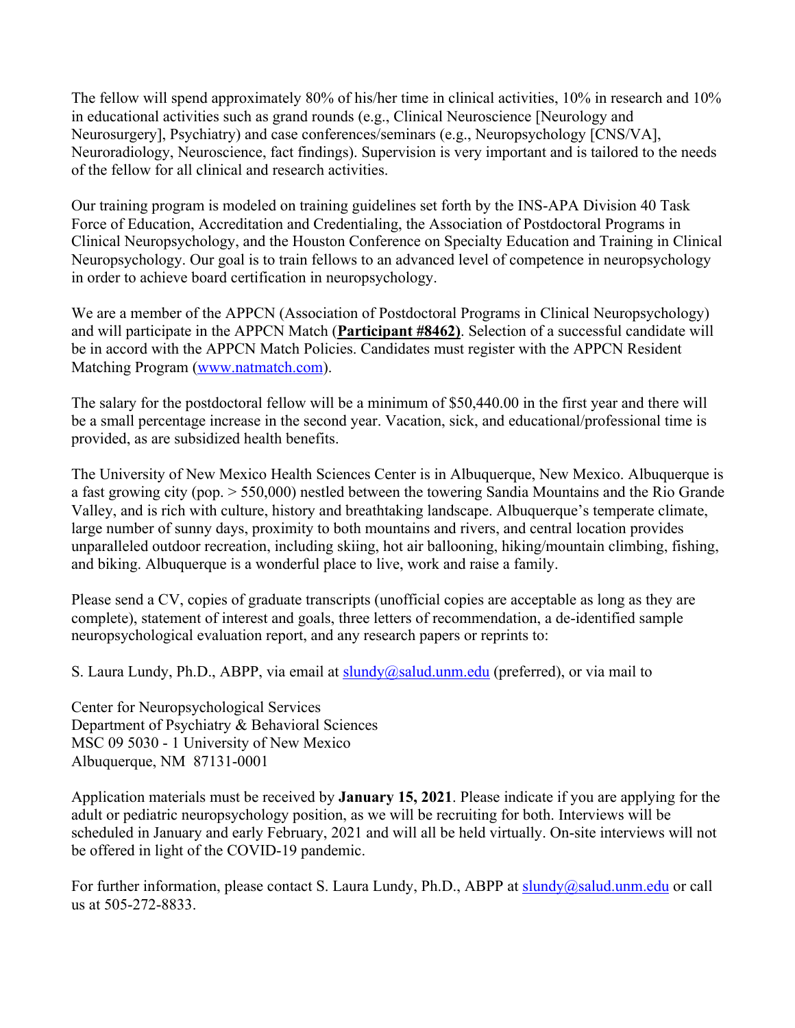The fellow will spend approximately 80% of his/her time in clinical activities, 10% in research and 10% in educational activities such as grand rounds (e.g., Clinical Neuroscience [Neurology and Neurosurgery], Psychiatry) and case conferences/seminars (e.g., Neuropsychology [CNS/VA], Neuroradiology, Neuroscience, fact findings). Supervision is very important and is tailored to the needs of the fellow for all clinical and research activities.

Our training program is modeled on training guidelines set forth by the INS-APA Division 40 Task Force of Education, Accreditation and Credentialing, the Association of Postdoctoral Programs in Clinical Neuropsychology, and the Houston Conference on Specialty Education and Training in Clinical Neuropsychology. Our goal is to train fellows to an advanced level of competence in neuropsychology in order to achieve board certification in neuropsychology.

We are a member of the APPCN (Association of Postdoctoral Programs in Clinical Neuropsychology) and will participate in the APPCN Match (**Participant #8462)**. Selection of a successful candidate will be in accord with the APPCN Match Policies. Candidates must register with the APPCN Resident Matching Program (www.natmatch.com).

The salary for the postdoctoral fellow will be a minimum of $50,440.00 in the first year and there will be a small percentage increase in the second year. Vacation, sick, and educational/professional time is provided, as are subsidized health benefits.

The University of New Mexico Health Sciences Center is in Albuquerque, New Mexico. Albuquerque is a fast growing city (pop. > 550,000) nestled between the towering Sandia Mountains and the Rio Grande Valley, and is rich with culture, history and breathtaking landscape. Albuquerque's temperate climate, large number of sunny days, proximity to both mountains and rivers, and central location provides unparalleled outdoor recreation, including skiing, hot air ballooning, hiking/mountain climbing, fishing, and biking. Albuquerque is a wonderful place to live, work and raise a family.

Please send a CV, copies of graduate transcripts (unofficial copies are acceptable as long as they are complete), statement of interest and goals, three letters of recommendation, a de-identified sample neuropsychological evaluation report, and any research papers or reprints to:

S. Laura Lundy, Ph.D., ABPP, via email at slundy@salud.unm.edu (preferred), or via mail to

Center for Neuropsychological Services
Department of Psychiatry & Behavioral Sciences
MSC 09 5030 - 1 University of New Mexico
Albuquerque, NM 87131-0001

Application materials must be received by **January 15, 2021**. Please indicate if you are applying for the adult or pediatric neuropsychology position, as we will be recruiting for both. Interviews will be scheduled in January and early February, 2021 and will all be held virtually. On-site interviews will not be offered in light of the COVID-19 pandemic.

For further information, please contact S. Laura Lundy, Ph.D., ABPP at slundy@salud.unm.edu or call us at 505-272-8833.